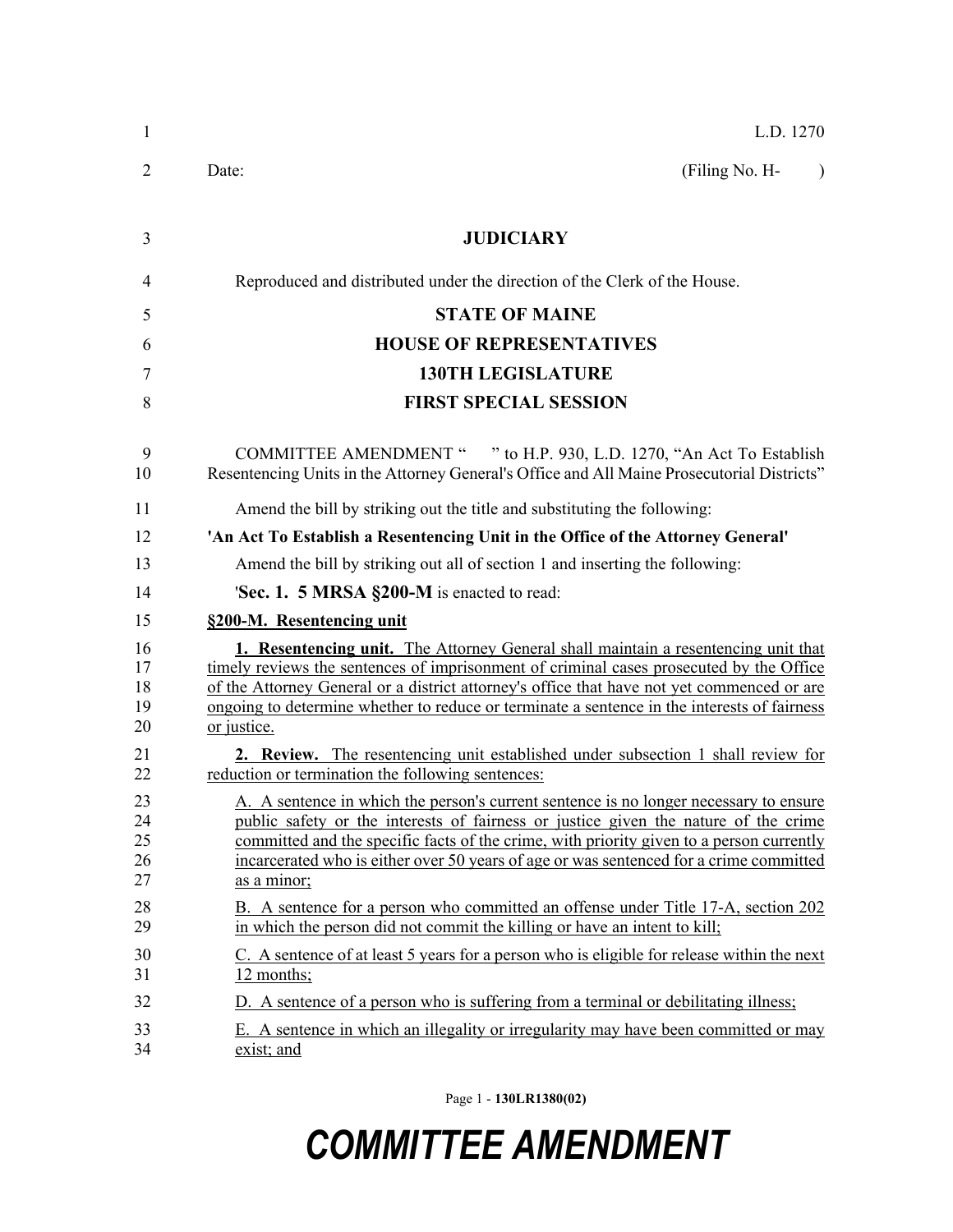L.D. 1270

Date: (Filing No. H- )

# JUDICIARY

Reproduced and distributed under the direction of the Clerk of the House.

## STATE OF MAINE
## HOUSE OF REPRESENTATIVES
## 130TH LEGISLATURE
## FIRST SPECIAL SESSION

COMMITTEE AMENDMENT " " to H.P. 930, L.D. 1270, "An Act To Establish Resentencing Units in the Attorney General's Office and All Maine Prosecutorial Districts"

Amend the bill by striking out the title and substituting the following:

**'An Act To Establish a Resentencing Unit in the Office of the Attorney General'**

Amend the bill by striking out all of section 1 and inserting the following:

'**Sec. 1. 5 MRSA §200-M** is enacted to read:

**§200-M. Resentencing unit**

**1. Resentencing unit.** The Attorney General shall maintain a resentencing unit that timely reviews the sentences of imprisonment of criminal cases prosecuted by the Office of the Attorney General or a district attorney's office that have not yet commenced or are ongoing to determine whether to reduce or terminate a sentence in the interests of fairness or justice.

**2. Review.** The resentencing unit established under subsection 1 shall review for reduction or termination the following sentences:

A. A sentence in which the person's current sentence is no longer necessary to ensure public safety or the interests of fairness or justice given the nature of the crime committed and the specific facts of the crime, with priority given to a person currently incarcerated who is either over 50 years of age or was sentenced for a crime committed as a minor;

B. A sentence for a person who committed an offense under Title 17-A, section 202 in which the person did not commit the killing or have an intent to kill;

C. A sentence of at least 5 years for a person who is eligible for release within the next 12 months;

D. A sentence of a person who is suffering from a terminal or debilitating illness;

E. A sentence in which an illegality or irregularity may have been committed or may exist; and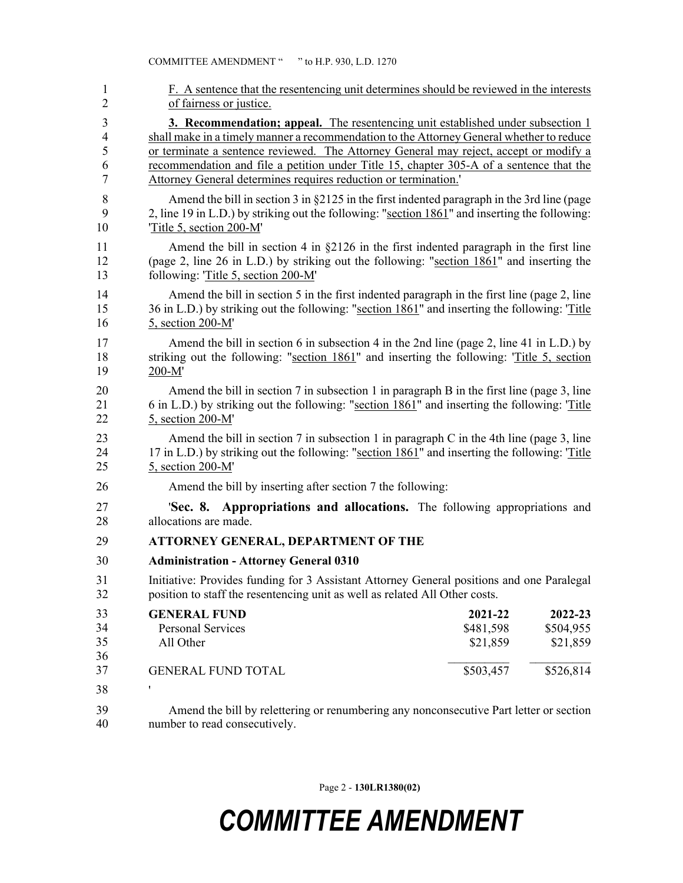F. A sentence that the resentencing unit determines should be reviewed in the interests of fairness or justice.

**3. Recommendation; appeal.** The resentencing unit established under subsection 1 shall make in a timely manner a recommendation to the Attorney General whether to reduce or terminate a sentence reviewed. The Attorney General may reject, accept or modify a recommendation and file a petition under Title 15, chapter 305-A of a sentence that the Attorney General determines requires reduction or termination.'

Amend the bill in section 3 in §2125 in the first indented paragraph in the 3rd line (page 2, line 19 in L.D.) by striking out the following: "section 1861" and inserting the following: 'Title 5, section 200-M'

Amend the bill in section 4 in §2126 in the first indented paragraph in the first line (page 2, line 26 in L.D.) by striking out the following: "section 1861" and inserting the following: 'Title 5, section 200-M'

Amend the bill in section 5 in the first indented paragraph in the first line (page 2, line 36 in L.D.) by striking out the following: "section 1861" and inserting the following: 'Title 5, section 200-M'

Amend the bill in section 6 in subsection 4 in the 2nd line (page 2, line 41 in L.D.) by striking out the following: "section 1861" and inserting the following: 'Title 5, section 200-M'

Amend the bill in section 7 in subsection 1 in paragraph B in the first line (page 3, line 6 in L.D.) by striking out the following: "section 1861" and inserting the following: 'Title 5, section 200-M'

Amend the bill in section 7 in subsection 1 in paragraph C in the 4th line (page 3, line 17 in L.D.) by striking out the following: "section 1861" and inserting the following: 'Title 5, section 200-M'

Amend the bill by inserting after section 7 the following:

'**Sec. 8. Appropriations and allocations.** The following appropriations and allocations are made.

**ATTORNEY GENERAL, DEPARTMENT OF THE**

**Administration - Attorney General 0310**

Initiative: Provides funding for 3 Assistant Attorney General positions and one Paralegal position to staff the resentencing unit as well as related All Other costs.

| **GENERAL FUND** | **2021-22** | **2022-23** |
|---|---|---|
| Personal Services | $481,598 | $504,955 |
| All Other | $21,859 | $21,859 |
| GENERAL FUND TOTAL | $503,457 | $526,814 |

'

Amend the bill by relettering or renumbering any nonconsecutive Part letter or section number to read consecutively.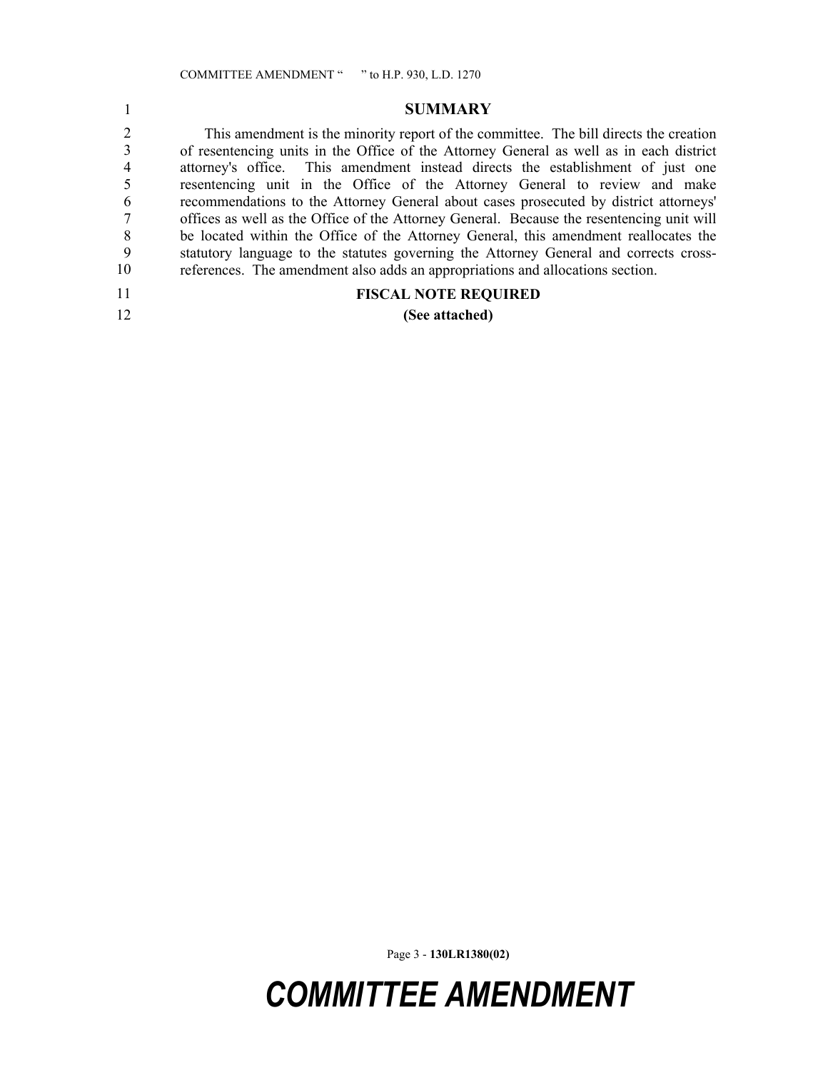## SUMMARY

This amendment is the minority report of the committee. The bill directs the creation of resentencing units in the Office of the Attorney General as well as in each district attorney's office. This amendment instead directs the establishment of just one resentencing unit in the Office of the Attorney General to review and make recommendations to the Attorney General about cases prosecuted by district attorneys' offices as well as the Office of the Attorney General. Because the resentencing unit will be located within the Office of the Attorney General, this amendment reallocates the statutory language to the statutes governing the Attorney General and corrects cross-references. The amendment also adds an appropriations and allocations section.

**FISCAL NOTE REQUIRED**

**(See attached)**